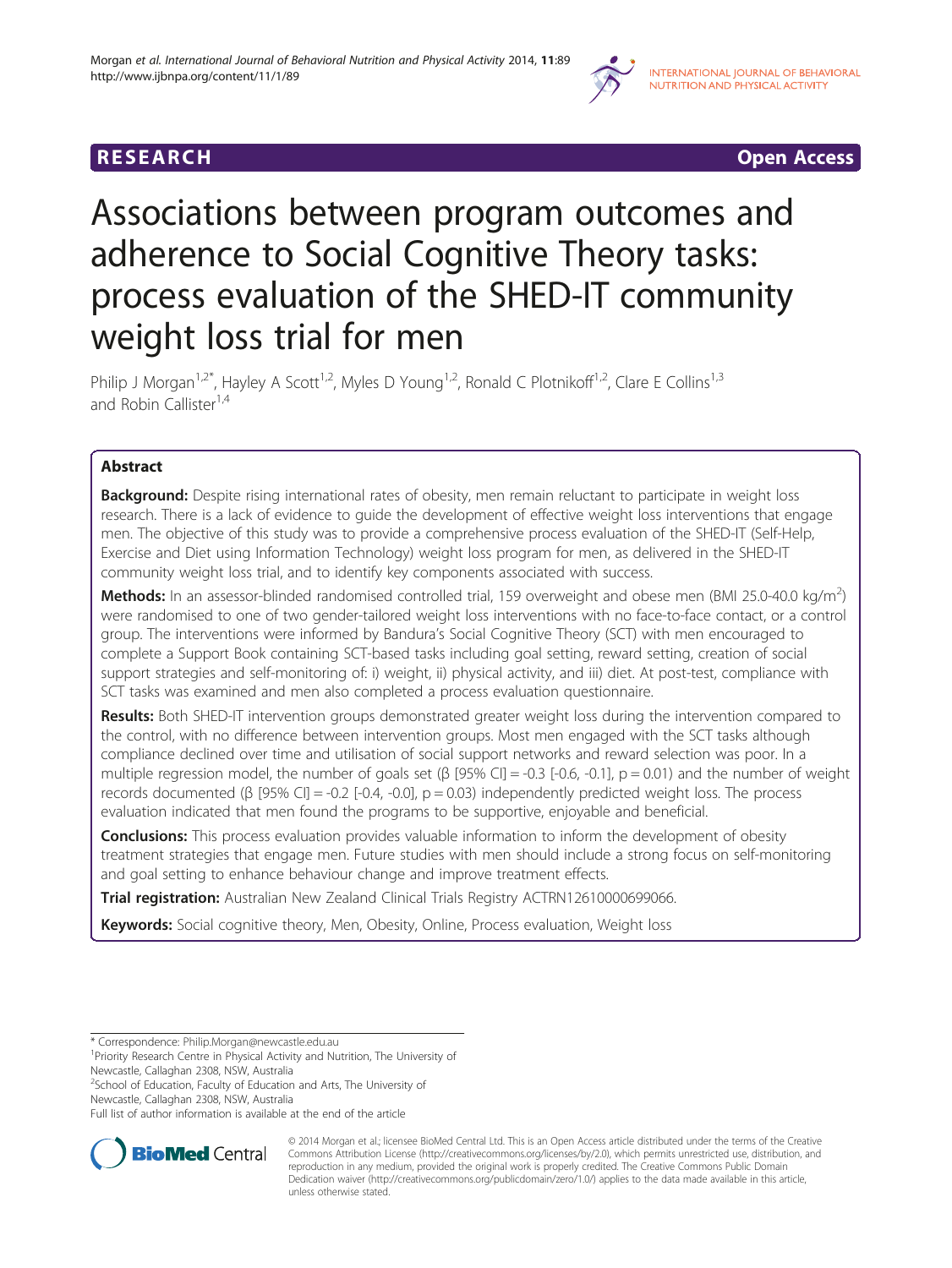RESEARCH Open Access

# Associations between program outcomes and adherence to Social Cognitive Theory tasks: process evaluation of the SHED-IT community weight loss trial for men

Philip J Morgan[1,2*], Hayley A Scott[1,2], Myles D Young[1,2], Ronald C Plotnikoff[1,2], Clare E Collins[1,3] and Robin Callister[1,4]

## Abstract

**Background:** Despite rising international rates of obesity, men remain reluctant to participate in weight loss research. There is a lack of evidence to guide the development of effective weight loss interventions that engage men. The objective of this study was to provide a comprehensive process evaluation of the SHED-IT (Self-Help, Exercise and Diet using Information Technology) weight loss program for men, as delivered in the SHED-IT community weight loss trial, and to identify key components associated with success.

**Methods:** In an assessor-blinded randomised controlled trial, 159 overweight and obese men (BMI 25.0-40.0 kg/m$^2$) were randomised to one of two gender-tailored weight loss interventions with no face-to-face contact, or a control group. The interventions were informed by Bandura's Social Cognitive Theory (SCT) with men encouraged to complete a Support Book containing SCT-based tasks including goal setting, reward setting, creation of social support strategies and self-monitoring of: i) weight, ii) physical activity, and iii) diet. At post-test, compliance with SCT tasks was examined and men also completed a process evaluation questionnaire.

**Results:** Both SHED-IT intervention groups demonstrated greater weight loss during the intervention compared to the control, with no difference between intervention groups. Most men engaged with the SCT tasks although compliance declined over time and utilisation of social support networks and reward selection was poor. In a multiple regression model, the number of goals set (β [95% CI] = -0.3 [-0.6, -0.1], p = 0.01) and the number of weight records documented (β [95% CI] = -0.2 [-0.4, -0.0], p = 0.03) independently predicted weight loss. The process evaluation indicated that men found the programs to be supportive, enjoyable and beneficial.

**Conclusions:** This process evaluation provides valuable information to inform the development of obesity treatment strategies that engage men. Future studies with men should include a strong focus on self-monitoring and goal setting to enhance behaviour change and improve treatment effects.

**Trial registration:** Australian New Zealand Clinical Trials Registry ACTRN12610000699066.

**Keywords:** Social cognitive theory, Men, Obesity, Online, Process evaluation, Weight loss

\* Correspondence: Philip.Morgan@newcastle.edu.au
[1]Priority Research Centre in Physical Activity and Nutrition, The University of Newcastle, Callaghan 2308, NSW, Australia
[2]School of Education, Faculty of Education and Arts, The University of Newcastle, Callaghan 2308, NSW, Australia
Full list of author information is available at the end of the article

© 2014 Morgan et al.; licensee BioMed Central Ltd. This is an Open Access article distributed under the terms of the Creative Commons Attribution License (http://creativecommons.org/licenses/by/2.0), which permits unrestricted use, distribution, and reproduction in any medium, provided the original work is properly credited. The Creative Commons Public Domain Dedication waiver (http://creativecommons.org/publicdomain/zero/1.0/) applies to the data made available in this article, unless otherwise stated.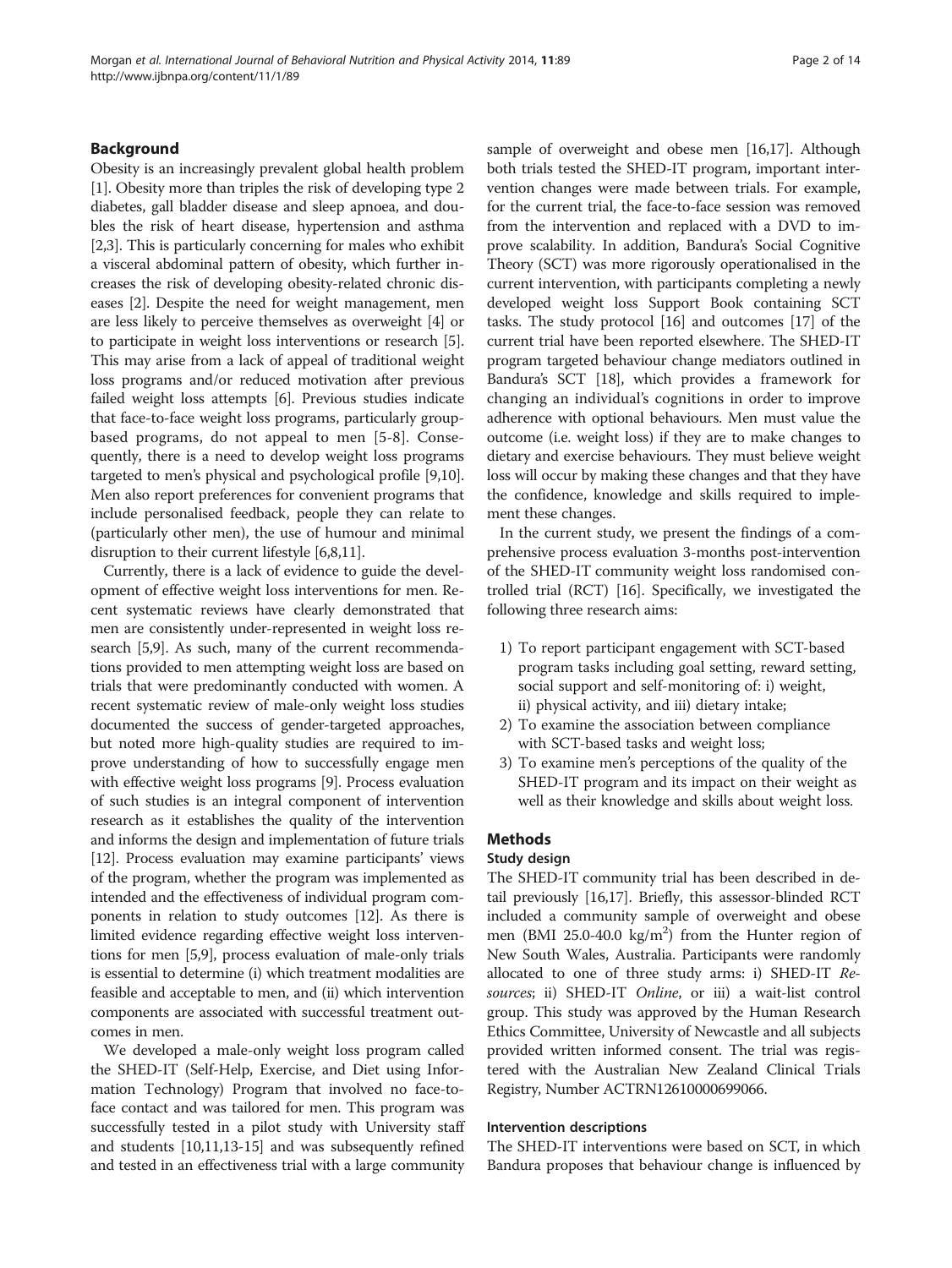## Background

Obesity is an increasingly prevalent global health problem [1]. Obesity more than triples the risk of developing type 2 diabetes, gall bladder disease and sleep apnoea, and doubles the risk of heart disease, hypertension and asthma [2,3]. This is particularly concerning for males who exhibit a visceral abdominal pattern of obesity, which further increases the risk of developing obesity-related chronic diseases [2]. Despite the need for weight management, men are less likely to perceive themselves as overweight [4] or to participate in weight loss interventions or research [5]. This may arise from a lack of appeal of traditional weight loss programs and/or reduced motivation after previous failed weight loss attempts [6]. Previous studies indicate that face-to-face weight loss programs, particularly group-based programs, do not appeal to men [5-8]. Consequently, there is a need to develop weight loss programs targeted to men's physical and psychological profile [9,10]. Men also report preferences for convenient programs that include personalised feedback, people they can relate to (particularly other men), the use of humour and minimal disruption to their current lifestyle [6,8,11].

Currently, there is a lack of evidence to guide the development of effective weight loss interventions for men. Recent systematic reviews have clearly demonstrated that men are consistently under-represented in weight loss research [5,9]. As such, many of the current recommendations provided to men attempting weight loss are based on trials that were predominantly conducted with women. A recent systematic review of male-only weight loss studies documented the success of gender-targeted approaches, but noted more high-quality studies are required to improve understanding of how to successfully engage men with effective weight loss programs [9]. Process evaluation of such studies is an integral component of intervention research as it establishes the quality of the intervention and informs the design and implementation of future trials [12]. Process evaluation may examine participants' views of the program, whether the program was implemented as intended and the effectiveness of individual program components in relation to study outcomes [12]. As there is limited evidence regarding effective weight loss interventions for men [5,9], process evaluation of male-only trials is essential to determine (i) which treatment modalities are feasible and acceptable to men, and (ii) which intervention components are associated with successful treatment outcomes in men.

We developed a male-only weight loss program called the SHED-IT (Self-Help, Exercise, and Diet using Information Technology) Program that involved no face-to-face contact and was tailored for men. This program was successfully tested in a pilot study with University staff and students [10,11,13-15] and was subsequently refined and tested in an effectiveness trial with a large community sample of overweight and obese men [16,17]. Although both trials tested the SHED-IT program, important intervention changes were made between trials. For example, for the current trial, the face-to-face session was removed from the intervention and replaced with a DVD to improve scalability. In addition, Bandura's Social Cognitive Theory (SCT) was more rigorously operationalised in the current intervention, with participants completing a newly developed weight loss Support Book containing SCT tasks. The study protocol [16] and outcomes [17] of the current trial have been reported elsewhere. The SHED-IT program targeted behaviour change mediators outlined in Bandura's SCT [18], which provides a framework for changing an individual's cognitions in order to improve adherence with optional behaviours. Men must value the outcome (i.e. weight loss) if they are to make changes to dietary and exercise behaviours. They must believe weight loss will occur by making these changes and that they have the confidence, knowledge and skills required to implement these changes.

In the current study, we present the findings of a comprehensive process evaluation 3-months post-intervention of the SHED-IT community weight loss randomised controlled trial (RCT) [16]. Specifically, we investigated the following three research aims:

1) To report participant engagement with SCT-based program tasks including goal setting, reward setting, social support and self-monitoring of: i) weight, ii) physical activity, and iii) dietary intake;
2) To examine the association between compliance with SCT-based tasks and weight loss;
3) To examine men's perceptions of the quality of the SHED-IT program and its impact on their weight as well as their knowledge and skills about weight loss.

## Methods

### Study design

The SHED-IT community trial has been described in detail previously [16,17]. Briefly, this assessor-blinded RCT included a community sample of overweight and obese men (BMI 25.0-40.0 $kg/m^2$) from the Hunter region of New South Wales, Australia. Participants were randomly allocated to one of three study arms: i) SHED-IT *Resources*; ii) SHED-IT *Online*, or iii) a wait-list control group. This study was approved by the Human Research Ethics Committee, University of Newcastle and all subjects provided written informed consent. The trial was registered with the Australian New Zealand Clinical Trials Registry, Number ACTRN12610000699066.

### Intervention descriptions

The SHED-IT interventions were based on SCT, in which Bandura proposes that behaviour change is influenced by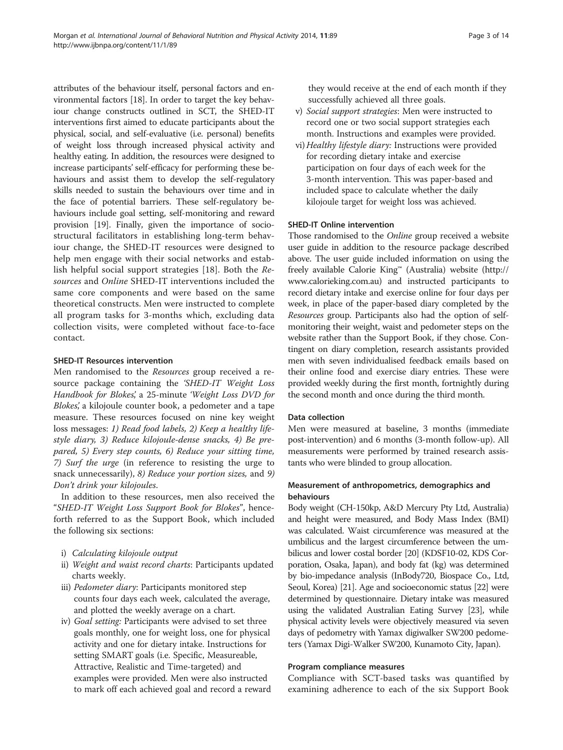attributes of the behaviour itself, personal factors and environmental factors [18]. In order to target the key behaviour change constructs outlined in SCT, the SHED-IT interventions first aimed to educate participants about the physical, social, and self-evaluative (i.e. personal) benefits of weight loss through increased physical activity and healthy eating. In addition, the resources were designed to increase participants' self-efficacy for performing these behaviours and assist them to develop the self-regulatory skills needed to sustain the behaviours over time and in the face of potential barriers. These self-regulatory behaviours include goal setting, self-monitoring and reward provision [19]. Finally, given the importance of sociostructural facilitators in establishing long-term behaviour change, the SHED-IT resources were designed to help men engage with their social networks and establish helpful social support strategies [18]. Both the *Resources* and *Online* SHED-IT interventions included the same core components and were based on the same theoretical constructs. Men were instructed to complete all program tasks for 3-months which, excluding data collection visits, were completed without face-to-face contact.

### SHED-IT Resources intervention

Men randomised to the *Resources* group received a resource package containing the *'SHED-IT Weight Loss Handbook for Blokes'*, a 25-minute *'Weight Loss DVD for Blokes'*, a kilojoule counter book, a pedometer and a tape measure. These resources focused on nine key weight loss messages: *1) Read food labels, 2) Keep a healthy lifestyle diary, 3) Reduce kilojoule-dense snacks, 4) Be prepared, 5) Every step counts, 6) Reduce your sitting time, 7) Surf the urge* (in reference to resisting the urge to snack unnecessarily), *8) Reduce your portion sizes,* and *9) Don't drink your kilojoules*.

In addition to these resources, men also received the "*SHED-IT Weight Loss Support Book for Blokes*", henceforth referred to as the Support Book, which included the following six sections:

i) *Calculating kilojoule output*
ii) *Weight and waist record charts*: Participants updated charts weekly.
iii) *Pedometer diary*: Participants monitored step counts four days each week, calculated the average, and plotted the weekly average on a chart.
iv) *Goal setting:* Participants were advised to set three goals monthly, one for weight loss, one for physical activity and one for dietary intake. Instructions for setting SMART goals (i.e. Specific, Measureable, Attractive, Realistic and Time-targeted) and examples were provided. Men were also instructed to mark off each achieved goal and record a reward they would receive at the end of each month if they successfully achieved all three goals.
v) *Social support strategies*: Men were instructed to record one or two social support strategies each month. Instructions and examples were provided.
vi) *Healthy lifestyle diary:* Instructions were provided for recording dietary intake and exercise participation on four days of each week for the 3-month intervention. This was paper-based and included space to calculate whether the daily kilojoule target for weight loss was achieved.

### SHED-IT Online intervention

Those randomised to the *Online* group received a website user guide in addition to the resource package described above. The user guide included information on using the freely available Calorie King™ (Australia) website (http://www.calorieking.com.au) and instructed participants to record dietary intake and exercise online for four days per week, in place of the paper-based diary completed by the *Resources* group. Participants also had the option of self-monitoring their weight, waist and pedometer steps on the website rather than the Support Book, if they chose. Contingent on diary completion, research assistants provided men with seven individualised feedback emails based on their online food and exercise diary entries. These were provided weekly during the first month, fortnightly during the second month and once during the third month.

### Data collection

Men were measured at baseline, 3 months (immediate post-intervention) and 6 months (3-month follow-up). All measurements were performed by trained research assistants who were blinded to group allocation.

### Measurement of anthropometrics, demographics and behaviours

Body weight (CH-150kp, A&D Mercury Pty Ltd, Australia) and height were measured, and Body Mass Index (BMI) was calculated. Waist circumference was measured at the umbilicus and the largest circumference between the umbilicus and lower costal border [20] (KDSF10-02, KDS Corporation, Osaka, Japan), and body fat (kg) was determined by bio-impedance analysis (InBody720, Biospace Co., Ltd, Seoul, Korea) [21]. Age and socioeconomic status [22] were determined by questionnaire. Dietary intake was measured using the validated Australian Eating Survey [23], while physical activity levels were objectively measured via seven days of pedometry with Yamax digiwalker SW200 pedometers (Yamax Digi-Walker SW200, Kunamoto City, Japan).

### Program compliance measures

Compliance with SCT-based tasks was quantified by examining adherence to each of the six Support Book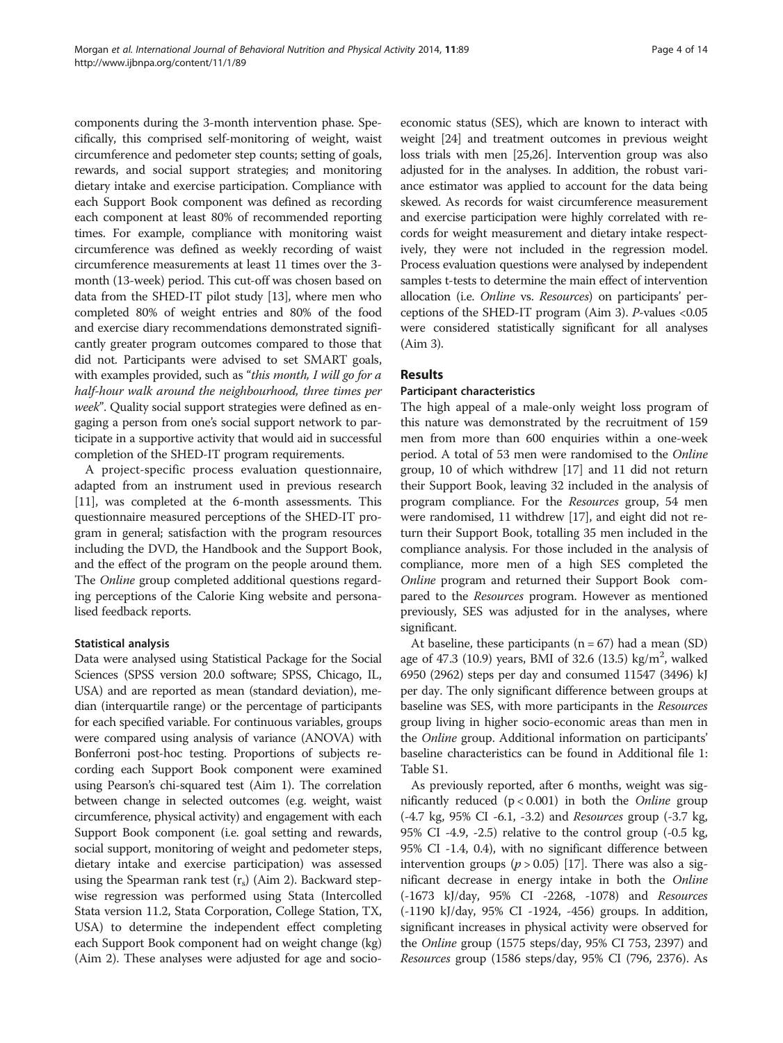components during the 3-month intervention phase. Specifically, this comprised self-monitoring of weight, waist circumference and pedometer step counts; setting of goals, rewards, and social support strategies; and monitoring dietary intake and exercise participation. Compliance with each Support Book component was defined as recording each component at least 80% of recommended reporting times. For example, compliance with monitoring waist circumference was defined as weekly recording of waist circumference measurements at least 11 times over the 3-month (13-week) period. This cut-off was chosen based on data from the SHED-IT pilot study [13], where men who completed 80% of weight entries and 80% of the food and exercise diary recommendations demonstrated significantly greater program outcomes compared to those that did not. Participants were advised to set SMART goals, with examples provided, such as "*this month, I will go for a half-hour walk around the neighbourhood, three times per week*". Quality social support strategies were defined as engaging a person from one's social support network to participate in a supportive activity that would aid in successful completion of the SHED-IT program requirements.

A project-specific process evaluation questionnaire, adapted from an instrument used in previous research [11], was completed at the 6-month assessments. This questionnaire measured perceptions of the SHED-IT program in general; satisfaction with the program resources including the DVD, the Handbook and the Support Book, and the effect of the program on the people around them. The *Online* group completed additional questions regarding perceptions of the Calorie King website and personalised feedback reports.

### Statistical analysis

Data were analysed using Statistical Package for the Social Sciences (SPSS version 20.0 software; SPSS, Chicago, IL, USA) and are reported as mean (standard deviation), median (interquartile range) or the percentage of participants for each specified variable. For continuous variables, groups were compared using analysis of variance (ANOVA) with Bonferroni post-hoc testing. Proportions of subjects recording each Support Book component were examined using Pearson's chi-squared test (Aim 1). The correlation between change in selected outcomes (e.g. weight, waist circumference, physical activity) and engagement with each Support Book component (i.e. goal setting and rewards, social support, monitoring of weight and pedometer steps, dietary intake and exercise participation) was assessed using the Spearman rank test ($r_s$) (Aim 2). Backward stepwise regression was performed using Stata (Intercolled Stata version 11.2, Stata Corporation, College Station, TX, USA) to determine the independent effect completing each Support Book component had on weight change (kg) (Aim 2). These analyses were adjusted for age and socio-economic status (SES), which are known to interact with weight [24] and treatment outcomes in previous weight loss trials with men [25,26]. Intervention group was also adjusted for in the analyses. In addition, the robust variance estimator was applied to account for the data being skewed. As records for waist circumference measurement and exercise participation were highly correlated with records for weight measurement and dietary intake respectively, they were not included in the regression model. Process evaluation questions were analysed by independent samples t-tests to determine the main effect of intervention allocation (i.e. *Online* vs. *Resources*) on participants' perceptions of the SHED-IT program (Aim 3). *P*-values <0.05 were considered statistically significant for all analyses (Aim 3).

## Results

### Participant characteristics

The high appeal of a male-only weight loss program of this nature was demonstrated by the recruitment of 159 men from more than 600 enquiries within a one-week period. A total of 53 men were randomised to the *Online* group, 10 of which withdrew [17] and 11 did not return their Support Book, leaving 32 included in the analysis of program compliance. For the *Resources* group, 54 men were randomised, 11 withdrew [17], and eight did not return their Support Book, totalling 35 men included in the compliance analysis. For those included in the analysis of compliance, more men of a high SES completed the *Online* program and returned their Support Book compared to the *Resources* program. However as mentioned previously, SES was adjusted for in the analyses, where significant.

At baseline, these participants (n = 67) had a mean (SD) age of 47.3 (10.9) years, BMI of 32.6 (13.5) kg/m$^2$, walked 6950 (2962) steps per day and consumed 11547 (3496) kJ per day. The only significant difference between groups at baseline was SES, with more participants in the *Resources* group living in higher socio-economic areas than men in the *Online* group. Additional information on participants' baseline characteristics can be found in Additional file 1: Table S1.

As previously reported, after 6 months, weight was significantly reduced ($p < 0.001$) in both the *Online* group (-4.7 kg, 95% CI -6.1, -3.2) and *Resources* group (-3.7 kg, 95% CI -4.9, -2.5) relative to the control group (-0.5 kg, 95% CI -1.4, 0.4), with no significant difference between intervention groups ($p > 0.05$) [17]. There was also a significant decrease in energy intake in both the *Online* (-1673 kJ/day, 95% CI -2268, -1078) and *Resources* (-1190 kJ/day, 95% CI -1924, -456) groups. In addition, significant increases in physical activity were observed for the *Online* group (1575 steps/day, 95% CI 753, 2397) and *Resources* group (1586 steps/day, 95% CI (796, 2376). As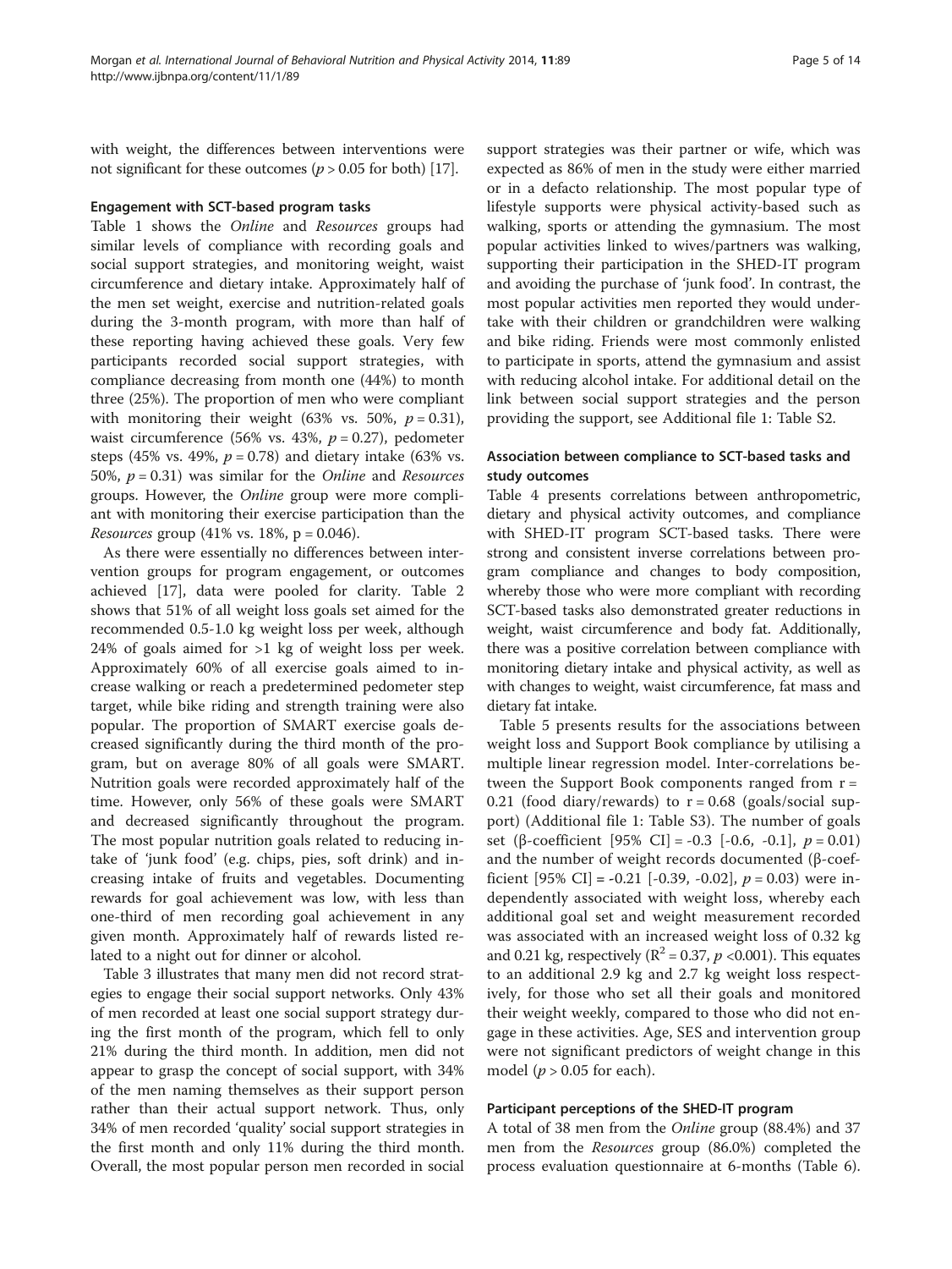with weight, the differences between interventions were not significant for these outcomes ($p > 0.05$ for both) [17].

### Engagement with SCT-based program tasks

Table 1 shows the *Online* and *Resources* groups had similar levels of compliance with recording goals and social support strategies, and monitoring weight, waist circumference and dietary intake. Approximately half of the men set weight, exercise and nutrition-related goals during the 3-month program, with more than half of these reporting having achieved these goals. Very few participants recorded social support strategies, with compliance decreasing from month one (44%) to month three (25%). The proportion of men who were compliant with monitoring their weight (63% vs. 50%, $p = 0.31$), waist circumference (56% vs. 43%, $p = 0.27$), pedometer steps (45% vs. 49%, $p = 0.78$) and dietary intake (63% vs. 50%, $p = 0.31$) was similar for the *Online* and *Resources* groups. However, the *Online* group were more compliant with monitoring their exercise participation than the *Resources* group (41% vs. 18%, $p = 0.046$).

As there were essentially no differences between intervention groups for program engagement, or outcomes achieved [17], data were pooled for clarity. Table 2 shows that 51% of all weight loss goals set aimed for the recommended 0.5-1.0 kg weight loss per week, although 24% of goals aimed for >1 kg of weight loss per week. Approximately 60% of all exercise goals aimed to increase walking or reach a predetermined pedometer step target, while bike riding and strength training were also popular. The proportion of SMART exercise goals decreased significantly during the third month of the program, but on average 80% of all goals were SMART. Nutrition goals were recorded approximately half of the time. However, only 56% of these goals were SMART and decreased significantly throughout the program. The most popular nutrition goals related to reducing intake of 'junk food' (e.g. chips, pies, soft drink) and increasing intake of fruits and vegetables. Documenting rewards for goal achievement was low, with less than one-third of men recording goal achievement in any given month. Approximately half of rewards listed related to a night out for dinner or alcohol.

Table 3 illustrates that many men did not record strategies to engage their social support networks. Only 43% of men recorded at least one social support strategy during the first month of the program, which fell to only 21% during the third month. In addition, men did not appear to grasp the concept of social support, with 34% of the men naming themselves as their support person rather than their actual support network. Thus, only 34% of men recorded 'quality' social support strategies in the first month and only 11% during the third month. Overall, the most popular person men recorded in social support strategies was their partner or wife, which was expected as 86% of men in the study were either married or in a defacto relationship. The most popular type of lifestyle supports were physical activity-based such as walking, sports or attending the gymnasium. The most popular activities linked to wives/partners was walking, supporting their participation in the SHED-IT program and avoiding the purchase of 'junk food'. In contrast, the most popular activities men reported they would undertake with their children or grandchildren were walking and bike riding. Friends were most commonly enlisted to participate in sports, attend the gymnasium and assist with reducing alcohol intake. For additional detail on the link between social support strategies and the person providing the support, see Additional file 1: Table S2.

### Association between compliance to SCT-based tasks and study outcomes

Table 4 presents correlations between anthropometric, dietary and physical activity outcomes, and compliance with SHED-IT program SCT-based tasks. There were strong and consistent inverse correlations between program compliance and changes to body composition, whereby those who were more compliant with recording SCT-based tasks also demonstrated greater reductions in weight, waist circumference and body fat. Additionally, there was a positive correlation between compliance with monitoring dietary intake and physical activity, as well as with changes to weight, waist circumference, fat mass and dietary fat intake.

Table 5 presents results for the associations between weight loss and Support Book compliance by utilising a multiple linear regression model. Inter-correlations between the Support Book components ranged from $r = 0.21$ (food diary/rewards) to $r = 0.68$ (goals/social support) (Additional file 1: Table S3). The number of goals set (β-coefficient [95% CI] = -0.3 [-0.6, -0.1], $p = 0.01$) and the number of weight records documented (β-coefficient [95% CI] = -0.21 [-0.39, -0.02], $p = 0.03$) were independently associated with weight loss, whereby each additional goal set and weight measurement recorded was associated with an increased weight loss of 0.32 kg and 0.21 kg, respectively ($R^2 = 0.37$, $p < 0.001$). This equates to an additional 2.9 kg and 2.7 kg weight loss respectively, for those who set all their goals and monitored their weight weekly, compared to those who did not engage in these activities. Age, SES and intervention group were not significant predictors of weight change in this model ($p > 0.05$ for each).

### Participant perceptions of the SHED-IT program

A total of 38 men from the *Online* group (88.4%) and 37 men from the *Resources* group (86.0%) completed the process evaluation questionnaire at 6-months (Table 6).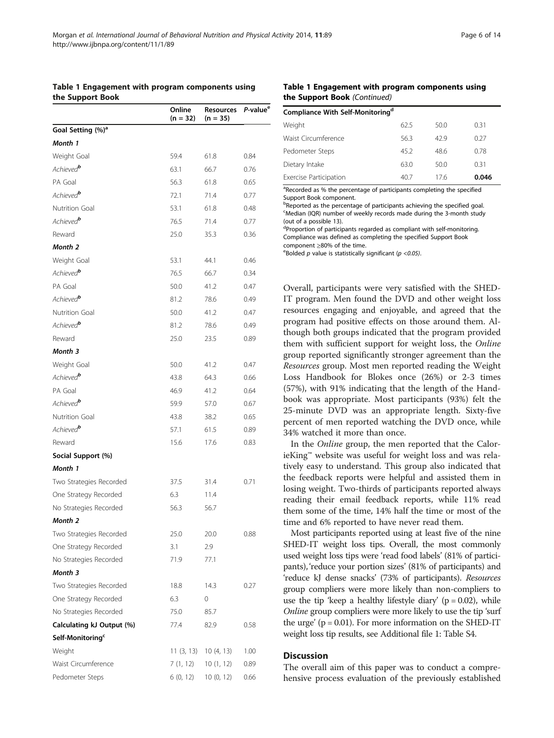**Table 1 Engagement with program components using the Support Book**

| | Online (n = 32) | Resources (n = 35) | P-value[e] |
|---|---|---|---|
| **Goal Setting (%)[a]** | | | |
| ***Month 1*** | | | |
| Weight Goal | 59.4 | 61.8 | 0.84 |
| *Achieved[b]* | 63.1 | 66.7 | 0.76 |
| PA Goal | 56.3 | 61.8 | 0.65 |
| *Achieved[b]* | 72.1 | 71.4 | 0.77 |
| Nutrition Goal | 53.1 | 61.8 | 0.48 |
| *Achieved[b]* | 76.5 | 71.4 | 0.77 |
| Reward | 25.0 | 35.3 | 0.36 |
| ***Month 2*** | | | |
| Weight Goal | 53.1 | 44.1 | 0.46 |
| *Achieved[b]* | 76.5 | 66.7 | 0.34 |
| PA Goal | 50.0 | 41.2 | 0.47 |
| *Achieved[b]* | 81.2 | 78.6 | 0.49 |
| Nutrition Goal | 50.0 | 41.2 | 0.47 |
| *Achieved[b]* | 81.2 | 78.6 | 0.49 |
| Reward | 25.0 | 23.5 | 0.89 |
| ***Month 3*** | | | |
| Weight Goal | 50.0 | 41.2 | 0.47 |
| *Achieved[b]* | 43.8 | 64.3 | 0.66 |
| PA Goal | 46.9 | 41.2 | 0.64 |
| *Achieved[b]* | 59.9 | 57.0 | 0.67 |
| Nutrition Goal | 43.8 | 38.2 | 0.65 |
| *Achieved[b]* | 57.1 | 61.5 | 0.89 |
| Reward | 15.6 | 17.6 | 0.83 |
| **Social Support (%)** | | | |
| ***Month 1*** | | | |
| Two Strategies Recorded | 37.5 | 31.4 | 0.71 |
| One Strategy Recorded | 6.3 | 11.4 | |
| No Strategies Recorded | 56.3 | 56.7 | |
| ***Month 2*** | | | |
| Two Strategies Recorded | 25.0 | 20.0 | 0.88 |
| One Strategy Recorded | 3.1 | 2.9 | |
| No Strategies Recorded | 71.9 | 77.1 | |
| ***Month 3*** | | | |
| Two Strategies Recorded | 18.8 | 14.3 | 0.27 |
| One Strategy Recorded | 6.3 | 0 | |
| No Strategies Recorded | 75.0 | 85.7 | |
| **Calculating kJ Output (%)** | 77.4 | 82.9 | 0.58 |
| **Self-Monitoring[c]** | | | |
| Weight | 11 (3, 13) | 10 (4, 13) | 1.00 |
| Waist Circumference | 7 (1, 12) | 10 (1, 12) | 0.89 |
| Pedometer Steps | 6 (0, 12) | 10 (0, 12) | 0.66 |
| **Compliance With Self-Monitoring[d]** | | | |
| Weight | 62.5 | 50.0 | 0.31 |
| Waist Circumference | 56.3 | 42.9 | 0.27 |
| Pedometer Steps | 45.2 | 48.6 | 0.78 |
| Dietary Intake | 63.0 | 50.0 | 0.31 |
| Exercise Participation | 40.7 | 17.6 | **0.046** |

[a]Recorded as % the percentage of participants completing the specified Support Book component.
[b]Reported as the percentage of participants achieving the specified goal.
[c]Median (IQR) number of weekly records made during the 3-month study (out of a possible 13).
[d]Proportion of participants regarded as compliant with self-monitoring. Compliance was defined as completing the specified Support Book component ≥80% of the time.
[e]Bolded *p* value is statistically significant (*p <0.05)*.

Overall, participants were very satisfied with the SHED-IT program. Men found the DVD and other weight loss resources engaging and enjoyable, and agreed that the program had positive effects on those around them. Although both groups indicated that the program provided them with sufficient support for weight loss, the *Online* group reported significantly stronger agreement than the *Resources* group. Most men reported reading the Weight Loss Handbook for Blokes once (26%) or 2-3 times (57%), with 91% indicating that the length of the Handbook was appropriate. Most participants (93%) felt the 25-minute DVD was an appropriate length. Sixty-five percent of men reported watching the DVD once, while 34% watched it more than once.

In the *Online* group, the men reported that the CalorieKing™ website was useful for weight loss and was relatively easy to understand. This group also indicated that the feedback reports were helpful and assisted them in losing weight. Two-thirds of participants reported always reading their email feedback reports, while 11% read them some of the time, 14% half the time or most of the time and 6% reported to have never read them.

Most participants reported using at least five of the nine SHED-IT weight loss tips. Overall, the most commonly used weight loss tips were 'read food labels' (81% of participants), 'reduce your portion sizes' (81% of participants) and 'reduce kJ dense snacks' (73% of participants). *Resources* group compliers were more likely than non-compliers to use the tip 'keep a healthy lifestyle diary' (p = 0.02), while *Online* group compliers were more likely to use the tip 'surf the urge' (p = 0.01). For more information on the SHED-IT weight loss tip results, see Additional file 1: Table S4.

## Discussion

The overall aim of this paper was to conduct a comprehensive process evaluation of the previously established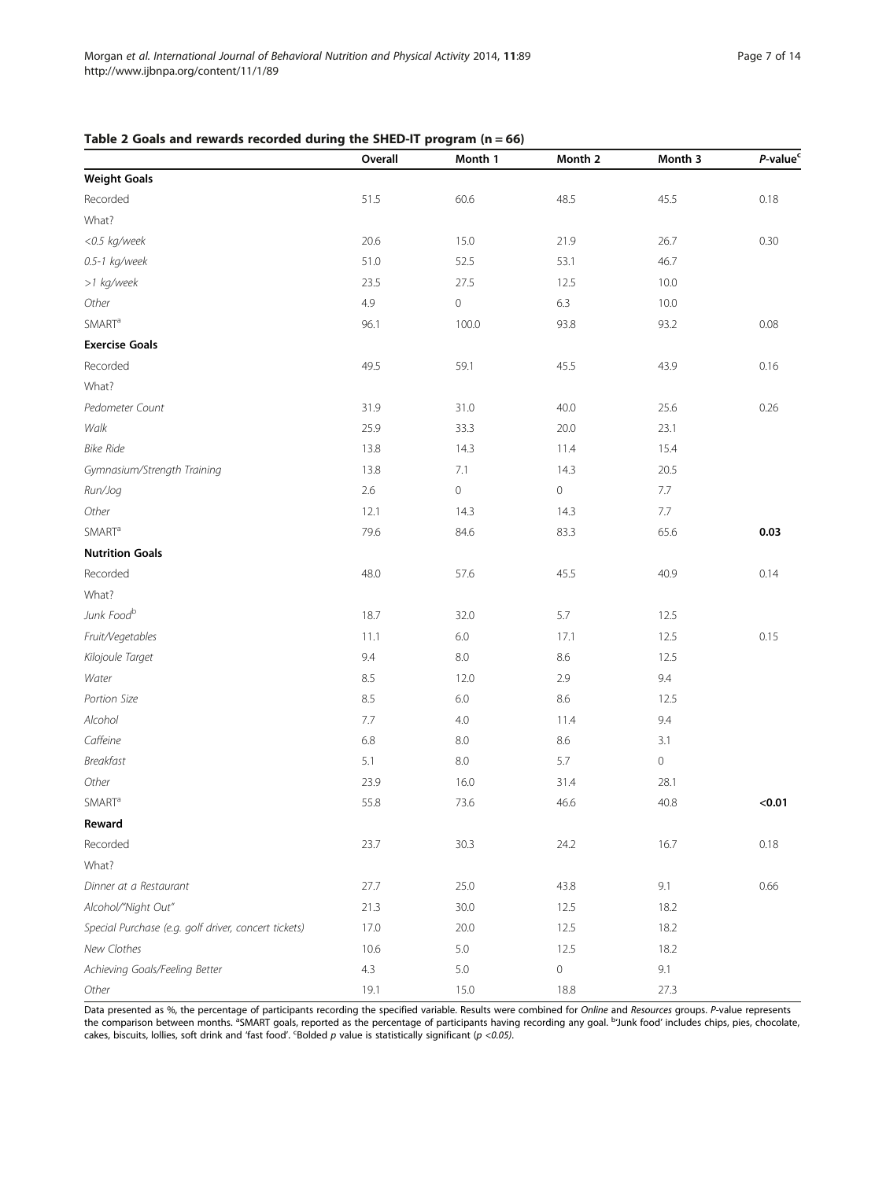**Table 2 Goals and rewards recorded during the SHED-IT program (n = 66)**

| | Overall | Month 1 | Month 2 | Month 3 | *P*-value[c] |
|---|---|---|---|---|---|
| **Weight Goals** | | | | | |
| Recorded | 51.5 | 60.6 | 48.5 | 45.5 | 0.18 |
| What? | | | | | |
| *<0.5 kg/week* | 20.6 | 15.0 | 21.9 | 26.7 | 0.30 |
| *0.5-1 kg/week* | 51.0 | 52.5 | 53.1 | 46.7 | |
| *>1 kg/week* | 23.5 | 27.5 | 12.5 | 10.0 | |
| *Other* | 4.9 | 0 | 6.3 | 10.0 | |
| SMART[a] | 96.1 | 100.0 | 93.8 | 93.2 | 0.08 |
| **Exercise Goals** | | | | | |
| Recorded | 49.5 | 59.1 | 45.5 | 43.9 | 0.16 |
| What? | | | | | |
| *Pedometer Count* | 31.9 | 31.0 | 40.0 | 25.6 | 0.26 |
| *Walk* | 25.9 | 33.3 | 20.0 | 23.1 | |
| *Bike Ride* | 13.8 | 14.3 | 11.4 | 15.4 | |
| *Gymnasium/Strength Training* | 13.8 | 7.1 | 14.3 | 20.5 | |
| *Run/Jog* | 2.6 | 0 | 0 | 7.7 | |
| *Other* | 12.1 | 14.3 | 14.3 | 7.7 | |
| SMART[a] | 79.6 | 84.6 | 83.3 | 65.6 | **0.03** |
| **Nutrition Goals** | | | | | |
| Recorded | 48.0 | 57.6 | 45.5 | 40.9 | 0.14 |
| What? | | | | | |
| *Junk Food*[b] | 18.7 | 32.0 | 5.7 | 12.5 | |
| *Fruit/Vegetables* | 11.1 | 6.0 | 17.1 | 12.5 | 0.15 |
| *Kilojoule Target* | 9.4 | 8.0 | 8.6 | 12.5 | |
| *Water* | 8.5 | 12.0 | 2.9 | 9.4 | |
| *Portion Size* | 8.5 | 6.0 | 8.6 | 12.5 | |
| *Alcohol* | 7.7 | 4.0 | 11.4 | 9.4 | |
| *Caffeine* | 6.8 | 8.0 | 8.6 | 3.1 | |
| *Breakfast* | 5.1 | 8.0 | 5.7 | 0 | |
| *Other* | 23.9 | 16.0 | 31.4 | 28.1 | |
| SMART[a] | 55.8 | 73.6 | 46.6 | 40.8 | **<0.01** |
| **Reward** | | | | | |
| Recorded | 23.7 | 30.3 | 24.2 | 16.7 | 0.18 |
| What? | | | | | |
| *Dinner at a Restaurant* | 27.7 | 25.0 | 43.8 | 9.1 | 0.66 |
| *Alcohol/"Night Out"* | 21.3 | 30.0 | 12.5 | 18.2 | |
| *Special Purchase (e.g. golf driver, concert tickets)* | 17.0 | 20.0 | 12.5 | 18.2 | |
| *New Clothes* | 10.6 | 5.0 | 12.5 | 18.2 | |
| *Achieving Goals/Feeling Better* | 4.3 | 5.0 | 0 | 9.1 | |
| *Other* | 19.1 | 15.0 | 18.8 | 27.3 | |

Data presented as %, the percentage of participants recording the specified variable. Results were combined for *Online* and *Resources* groups. *P*-value represents the comparison between months. [a]SMART goals, reported as the percentage of participants having recording any goal. [b]'Junk food' includes chips, pies, chocolate, cakes, biscuits, lollies, soft drink and 'fast food'. [c]Bolded *p* value is statistically significant ($p < 0.05$).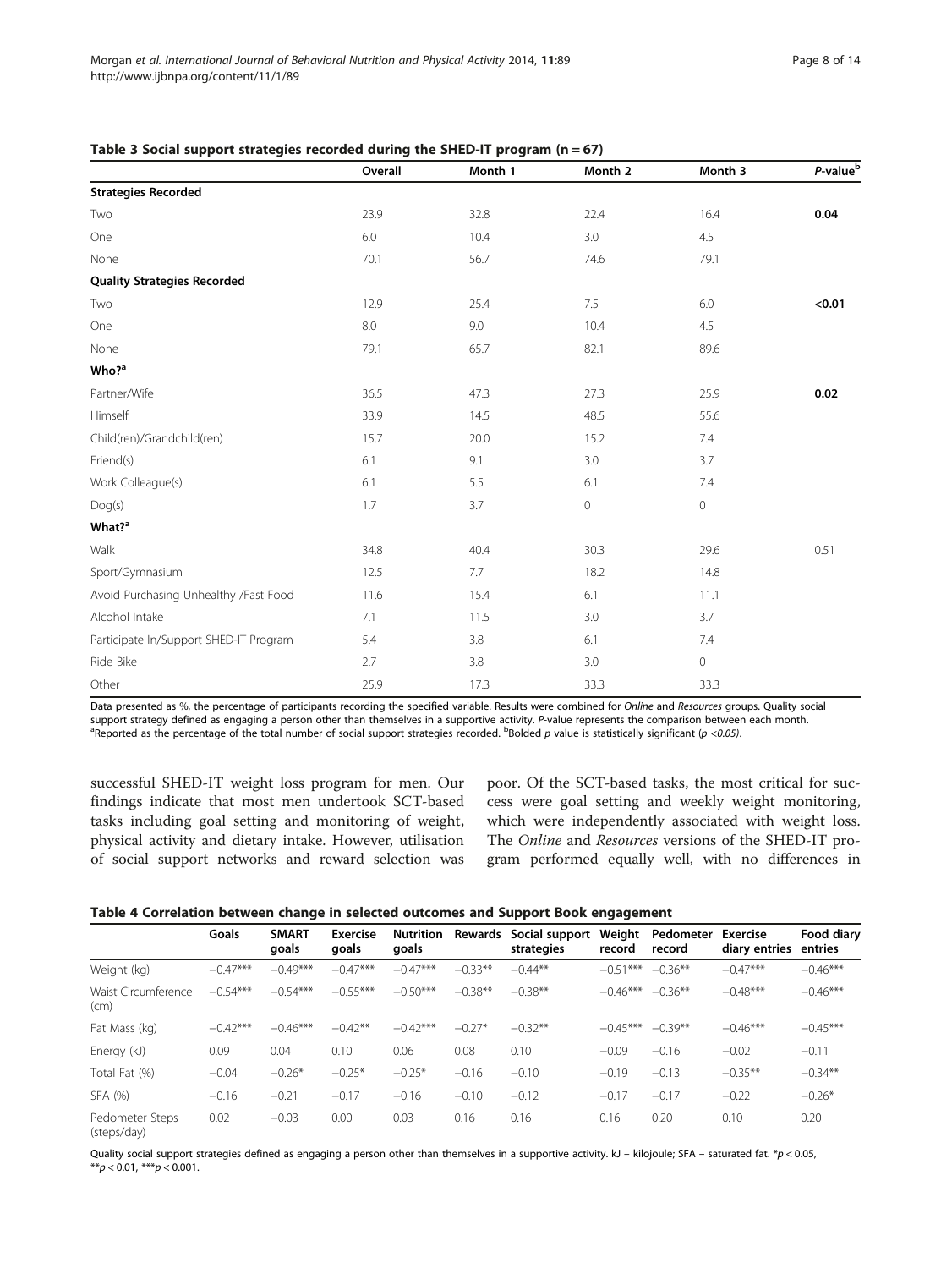**Table 3 Social support strategies recorded during the SHED-IT program (n = 67)**

| | Overall | Month 1 | Month 2 | Month 3 | *P*-value[b] |
|---|---|---|---|---|---|
| **Strategies Recorded** | | | | | |
| Two | 23.9 | 32.8 | 22.4 | 16.4 | **0.04** |
| One | 6.0 | 10.4 | 3.0 | 4.5 | |
| None | 70.1 | 56.7 | 74.6 | 79.1 | |
| **Quality Strategies Recorded** | | | | | |
| Two | 12.9 | 25.4 | 7.5 | 6.0 | **<0.01** |
| One | 8.0 | 9.0 | 10.4 | 4.5 | |
| None | 79.1 | 65.7 | 82.1 | 89.6 | |
| **Who?[a]** | | | | | |
| Partner/Wife | 36.5 | 47.3 | 27.3 | 25.9 | **0.02** |
| Himself | 33.9 | 14.5 | 48.5 | 55.6 | |
| Child(ren)/Grandchild(ren) | 15.7 | 20.0 | 15.2 | 7.4 | |
| Friend(s) | 6.1 | 9.1 | 3.0 | 3.7 | |
| Work Colleague(s) | 6.1 | 5.5 | 6.1 | 7.4 | |
| Dog(s) | 1.7 | 3.7 | 0 | 0 | |
| **What?[a]** | | | | | |
| Walk | 34.8 | 40.4 | 30.3 | 29.6 | 0.51 |
| Sport/Gymnasium | 12.5 | 7.7 | 18.2 | 14.8 | |
| Avoid Purchasing Unhealthy /Fast Food | 11.6 | 15.4 | 6.1 | 11.1 | |
| Alcohol Intake | 7.1 | 11.5 | 3.0 | 3.7 | |
| Participate In/Support SHED-IT Program | 5.4 | 3.8 | 6.1 | 7.4 | |
| Ride Bike | 2.7 | 3.8 | 3.0 | 0 | |
| Other | 25.9 | 17.3 | 33.3 | 33.3 | |

Data presented as %, the percentage of participants recording the specified variable. Results were combined for *Online* and *Resources* groups. Quality social support strategy defined as engaging a person other than themselves in a supportive activity. *P*-value represents the comparison between each month. [a]Reported as the percentage of the total number of social support strategies recorded. [b]Bolded *p* value is statistically significant ($p < 0.05$).

successful SHED-IT weight loss program for men. Our findings indicate that most men undertook SCT-based tasks including goal setting and monitoring of weight, physical activity and dietary intake. However, utilisation of social support networks and reward selection was poor. Of the SCT-based tasks, the most critical for success were goal setting and weekly weight monitoring, which were independently associated with weight loss. The *Online* and *Resources* versions of the SHED-IT program performed equally well, with no differences in

**Table 4 Correlation between change in selected outcomes and Support Book engagement**

| | Goals | SMART goals | Exercise goals | Nutrition goals | Rewards | Social support strategies | Weight record | Pedometer record | Exercise diary entries | Food diary entries |
|---|---|---|---|---|---|---|---|---|---|---|
| Weight (kg) | −0.47*** | −0.49*** | −0.47*** | −0.47*** | −0.33** | −0.44** | −0.51*** | −0.36** | −0.47*** | −0.46*** |
| Waist Circumference (cm) | −0.54*** | −0.54*** | −0.55*** | −0.50*** | −0.38** | −0.38** | −0.46*** | −0.36** | −0.48*** | −0.46*** |
| Fat Mass (kg) | −0.42*** | −0.46*** | −0.42** | −0.42*** | −0.27* | −0.32** | −0.45*** | −0.39** | −0.46*** | −0.45*** |
| Energy (kJ) | 0.09 | 0.04 | 0.10 | 0.06 | 0.08 | 0.10 | −0.09 | −0.16 | −0.02 | −0.11 |
| Total Fat (%) | −0.04 | −0.26* | −0.25* | −0.25* | −0.16 | −0.10 | −0.19 | −0.13 | −0.35** | −0.34** |
| SFA (%) | −0.16 | −0.21 | −0.17 | −0.16 | −0.10 | −0.12 | −0.17 | −0.17 | −0.22 | −0.26* |
| Pedometer Steps (steps/day) | 0.02 | −0.03 | 0.00 | 0.03 | 0.16 | 0.16 | 0.16 | 0.20 | 0.10 | 0.20 |

Quality social support strategies defined as engaging a person other than themselves in a supportive activity. kJ – kilojoule; SFA – saturated fat. *$p < 0.05$, **$p < 0.01$, ***$p < 0.001$.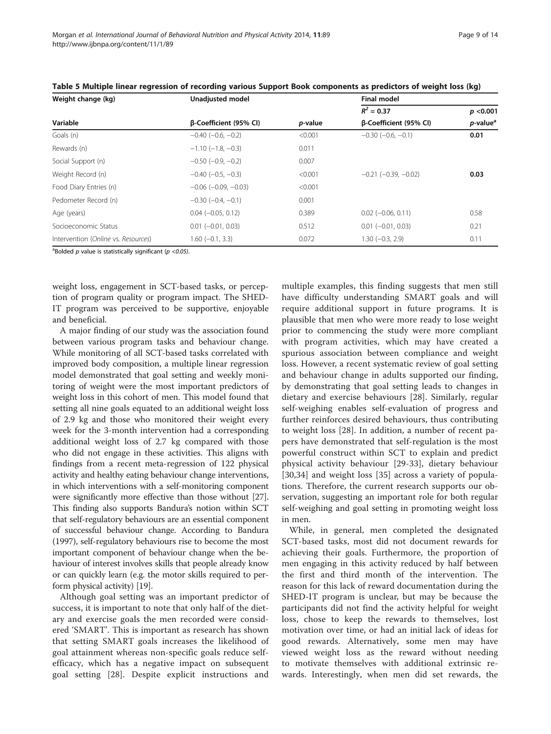**Table 5 Multiple linear regression of recording various Support Book components as predictors of weight loss (kg)**

| Weight change (kg) | Unadjusted model | | Final model | |
|---|---|---|---|---|
| | | | $R^2 = 0.37$ | $p < 0.001$ |
| Variable | β-Coefficient (95% CI) | *p*-value | β-Coefficient (95% CI) | *p*-value[a] |
| Goals (n) | −0.40 (−0.6, −0.2) | <0.001 | −0.30 (−0.6, −0.1) | **0.01** |
| Rewards (n) | −1.10 (−1.8, −0.3) | 0.011 | | |
| Social Support (n) | −0.50 (−0.9, −0.2) | 0.007 | | |
| Weight Record (n) | −0.40 (−0.5, −0.3) | <0.001 | −0.21 (−0.39, −0.02) | **0.03** |
| Food Diary Entries (n) | −0.06 (−0.09, −0.03) | <0.001 | | |
| Pedometer Record (n) | −0.30 (−0.4, −0.1) | 0.001 | | |
| Age (years) | 0.04 (−0.05, 0.12) | 0.389 | 0.02 (−0.06, 0.11) | 0.58 |
| Socioeconomic Status | 0.01 (−0.01, 0.03) | 0.512 | 0.01 (−0.01, 0.03) | 0.21 |
| Intervention (*Online* vs. *Resources*) | 1.60 (−0.1, 3.3) | 0.072 | 1.30 (−0.3, 2.9) | 0.11 |

[a]Bolded *p* value is statistically significant ($p < 0.05$).

weight loss, engagement in SCT-based tasks, or perception of program quality or program impact. The SHED-IT program was perceived to be supportive, enjoyable and beneficial.

A major finding of our study was the association found between various program tasks and behaviour change. While monitoring of all SCT-based tasks correlated with improved body composition, a multiple linear regression model demonstrated that goal setting and weekly monitoring of weight were the most important predictors of weight loss in this cohort of men. This model found that setting all nine goals equated to an additional weight loss of 2.9 kg and those who monitored their weight every week for the 3-month intervention had a corresponding additional weight loss of 2.7 kg compared with those who did not engage in these activities. This aligns with findings from a recent meta-regression of 122 physical activity and healthy eating behaviour change interventions, in which interventions with a self-monitoring component were significantly more effective than those without [27]. This finding also supports Bandura's notion within SCT that self-regulatory behaviours are an essential component of successful behaviour change. According to Bandura (1997), self-regulatory behaviours rise to become the most important component of behaviour change when the behaviour of interest involves skills that people already know or can quickly learn (e.g. the motor skills required to perform physical activity) [19].

Although goal setting was an important predictor of success, it is important to note that only half of the dietary and exercise goals the men recorded were considered 'SMART'. This is important as research has shown that setting SMART goals increases the likelihood of goal attainment whereas non-specific goals reduce self-efficacy, which has a negative impact on subsequent goal setting [28]. Despite explicit instructions and multiple examples, this finding suggests that men still have difficulty understanding SMART goals and will require additional support in future programs. It is plausible that men who were more ready to lose weight prior to commencing the study were more compliant with program activities, which may have created a spurious association between compliance and weight loss. However, a recent systematic review of goal setting and behaviour change in adults supported our finding, by demonstrating that goal setting leads to changes in dietary and exercise behaviours [28]. Similarly, regular self-weighing enables self-evaluation of progress and further reinforces desired behaviours, thus contributing to weight loss [28]. In addition, a number of recent papers have demonstrated that self-regulation is the most powerful construct within SCT to explain and predict physical activity behaviour [29-33], dietary behaviour [30,34] and weight loss [35] across a variety of populations. Therefore, the current research supports our observation, suggesting an important role for both regular self-weighing and goal setting in promoting weight loss in men.

While, in general, men completed the designated SCT-based tasks, most did not document rewards for achieving their goals. Furthermore, the proportion of men engaging in this activity reduced by half between the first and third month of the intervention. The reason for this lack of reward documentation during the SHED-IT program is unclear, but may be because the participants did not find the activity helpful for weight loss, chose to keep the rewards to themselves, lost motivation over time, or had an initial lack of ideas for good rewards. Alternatively, some men may have viewed weight loss as the reward without needing to motivate themselves with additional extrinsic rewards. Interestingly, when men did set rewards, the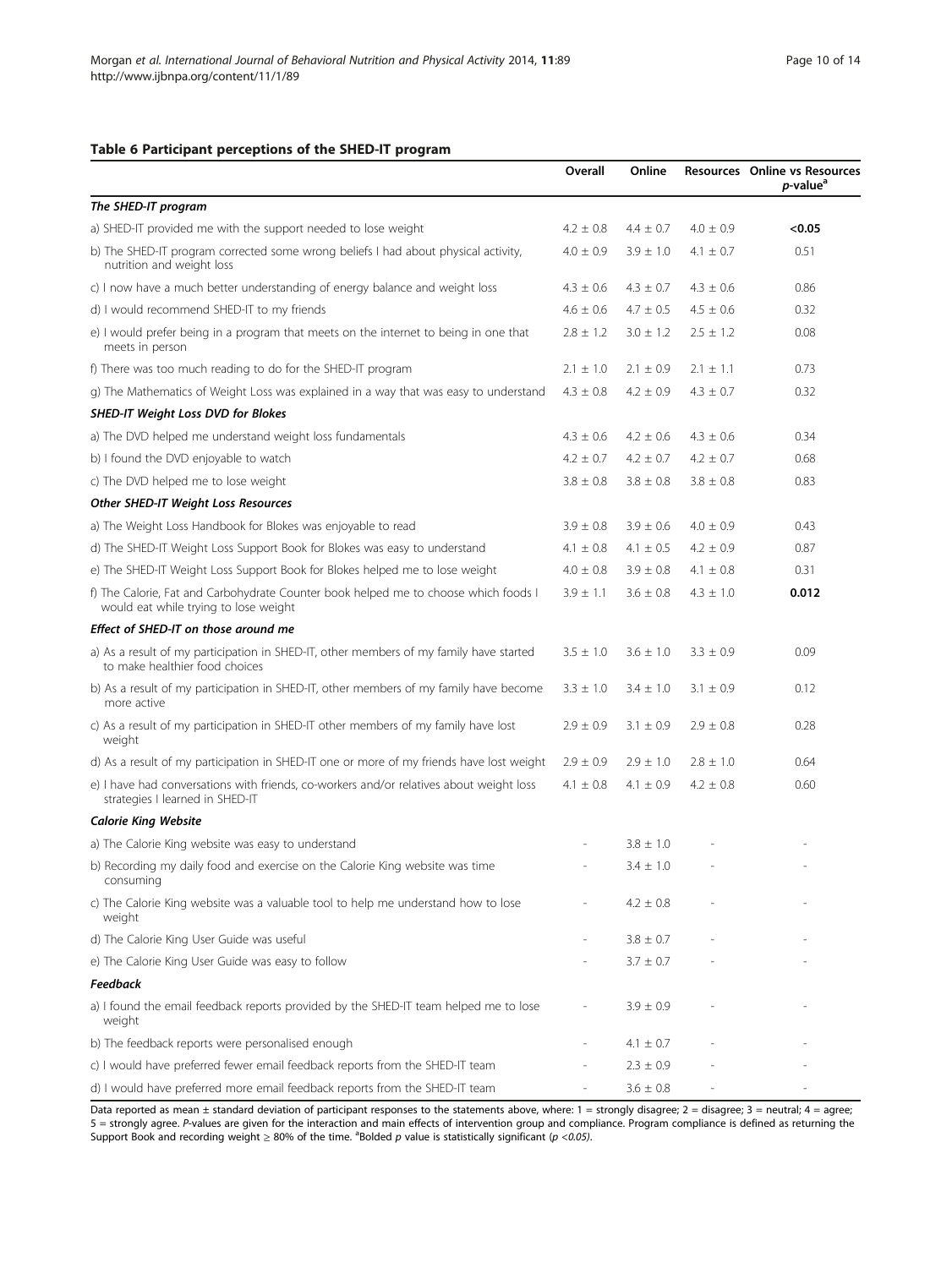**Table 6 Participant perceptions of the SHED-IT program**

| | Overall | Online | Resources | Online vs Resources $p$-value[a] |
|---|---|---|---|---|
| ***The SHED-IT program*** | | | | |
| a) SHED-IT provided me with the support needed to lose weight | 4.2 ± 0.8 | 4.4 ± 0.7 | 4.0 ± 0.9 | **<0.05** |
| b) The SHED-IT program corrected some wrong beliefs I had about physical activity, nutrition and weight loss | 4.0 ± 0.9 | 3.9 ± 1.0 | 4.1 ± 0.7 | 0.51 |
| c) I now have a much better understanding of energy balance and weight loss | 4.3 ± 0.6 | 4.3 ± 0.7 | 4.3 ± 0.6 | 0.86 |
| d) I would recommend SHED-IT to my friends | 4.6 ± 0.6 | 4.7 ± 0.5 | 4.5 ± 0.6 | 0.32 |
| e) I would prefer being in a program that meets on the internet to being in one that meets in person | 2.8 ± 1.2 | 3.0 ± 1.2 | 2.5 ± 1.2 | 0.08 |
| f) There was too much reading to do for the SHED-IT program | 2.1 ± 1.0 | 2.1 ± 0.9 | 2.1 ± 1.1 | 0.73 |
| g) The Mathematics of Weight Loss was explained in a way that was easy to understand | 4.3 ± 0.8 | 4.2 ± 0.9 | 4.3 ± 0.7 | 0.32 |
| ***SHED-IT Weight Loss DVD for Blokes*** | | | | |
| a) The DVD helped me understand weight loss fundamentals | 4.3 ± 0.6 | 4.2 ± 0.6 | 4.3 ± 0.6 | 0.34 |
| b) I found the DVD enjoyable to watch | 4.2 ± 0.7 | 4.2 ± 0.7 | 4.2 ± 0.7 | 0.68 |
| c) The DVD helped me to lose weight | 3.8 ± 0.8 | 3.8 ± 0.8 | 3.8 ± 0.8 | 0.83 |
| ***Other SHED-IT Weight Loss Resources*** | | | | |
| a) The Weight Loss Handbook for Blokes was enjoyable to read | 3.9 ± 0.8 | 3.9 ± 0.6 | 4.0 ± 0.9 | 0.43 |
| d) The SHED-IT Weight Loss Support Book for Blokes was easy to understand | 4.1 ± 0.8 | 4.1 ± 0.5 | 4.2 ± 0.9 | 0.87 |
| e) The SHED-IT Weight Loss Support Book for Blokes helped me to lose weight | 4.0 ± 0.8 | 3.9 ± 0.8 | 4.1 ± 0.8 | 0.31 |
| f) The Calorie, Fat and Carbohydrate Counter book helped me to choose which foods I would eat while trying to lose weight | 3.9 ± 1.1 | 3.6 ± 0.8 | 4.3 ± 1.0 | **0.012** |
| ***Effect of SHED-IT on those around me*** | | | | |
| a) As a result of my participation in SHED-IT, other members of my family have started to make healthier food choices | 3.5 ± 1.0 | 3.6 ± 1.0 | 3.3 ± 0.9 | 0.09 |
| b) As a result of my participation in SHED-IT, other members of my family have become more active | 3.3 ± 1.0 | 3.4 ± 1.0 | 3.1 ± 0.9 | 0.12 |
| c) As a result of my participation in SHED-IT other members of my family have lost weight | 2.9 ± 0.9 | 3.1 ± 0.9 | 2.9 ± 0.8 | 0.28 |
| d) As a result of my participation in SHED-IT one or more of my friends have lost weight | 2.9 ± 0.9 | 2.9 ± 1.0 | 2.8 ± 1.0 | 0.64 |
| e) I have had conversations with friends, co-workers and/or relatives about weight loss strategies I learned in SHED-IT | 4.1 ± 0.8 | 4.1 ± 0.9 | 4.2 ± 0.8 | 0.60 |
| ***Calorie King Website*** | | | | |
| a) The Calorie King website was easy to understand | - | 3.8 ± 1.0 | - | - |
| b) Recording my daily food and exercise on the Calorie King website was time consuming | - | 3.4 ± 1.0 | - | - |
| c) The Calorie King website was a valuable tool to help me understand how to lose weight | - | 4.2 ± 0.8 | - | - |
| d) The Calorie King User Guide was useful | - | 3.8 ± 0.7 | - | - |
| e) The Calorie King User Guide was easy to follow | - | 3.7 ± 0.7 | - | - |
| ***Feedback*** | | | | |
| a) I found the email feedback reports provided by the SHED-IT team helped me to lose weight | - | 3.9 ± 0.9 | - | - |
| b) The feedback reports were personalised enough | - | 4.1 ± 0.7 | - | - |
| c) I would have preferred fewer email feedback reports from the SHED-IT team | - | 2.3 ± 0.9 | - | - |
| d) I would have preferred more email feedback reports from the SHED-IT team | - | 3.6 ± 0.8 | - | - |

Data reported as mean ± standard deviation of participant responses to the statements above, where: 1 = strongly disagree; 2 = disagree; 3 = neutral; 4 = agree; 5 = strongly agree. *P*-values are given for the interaction and main effects of intervention group and compliance. Program compliance is defined as returning the Support Book and recording weight ≥ 80% of the time. [a]Bolded *p* value is statistically significant ($p < 0.05$).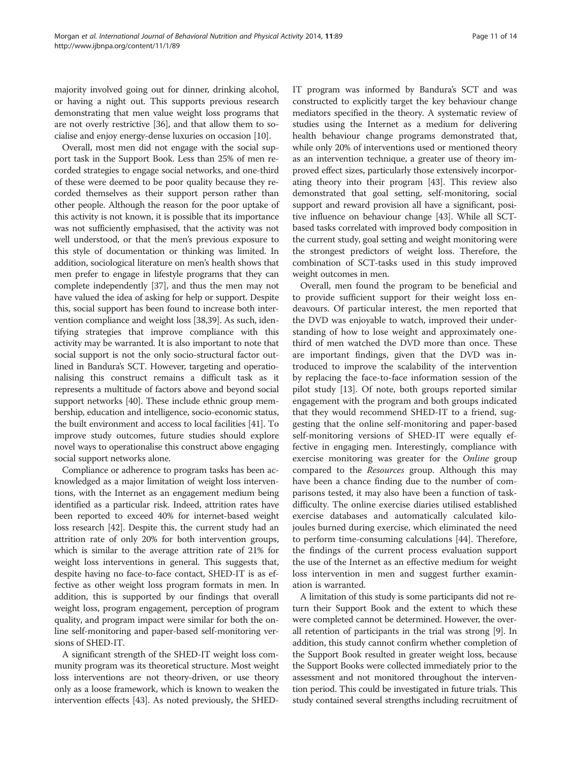majority involved going out for dinner, drinking alcohol, or having a night out. This supports previous research demonstrating that men value weight loss programs that are not overly restrictive [36], and that allow them to socialise and enjoy energy-dense luxuries on occasion [10].

Overall, most men did not engage with the social support task in the Support Book. Less than 25% of men recorded strategies to engage social networks, and one-third of these were deemed to be poor quality because they recorded themselves as their support person rather than other people. Although the reason for the poor uptake of this activity is not known, it is possible that its importance was not sufficiently emphasised, that the activity was not well understood, or that the men's previous exposure to this style of documentation or thinking was limited. In addition, sociological literature on men's health shows that men prefer to engage in lifestyle programs that they can complete independently [37], and thus the men may not have valued the idea of asking for help or support. Despite this, social support has been found to increase both intervention compliance and weight loss [38,39]. As such, identifying strategies that improve compliance with this activity may be warranted. It is also important to note that social support is not the only socio-structural factor outlined in Bandura's SCT. However, targeting and operationalising this construct remains a difficult task as it represents a multitude of factors above and beyond social support networks [40]. These include ethnic group membership, education and intelligence, socio-economic status, the built environment and access to local facilities [41]. To improve study outcomes, future studies should explore novel ways to operationalise this construct above engaging social support networks alone.

Compliance or adherence to program tasks has been acknowledged as a major limitation of weight loss interventions, with the Internet as an engagement medium being identified as a particular risk. Indeed, attrition rates have been reported to exceed 40% for internet-based weight loss research [42]. Despite this, the current study had an attrition rate of only 20% for both intervention groups, which is similar to the average attrition rate of 21% for weight loss interventions in general. This suggests that, despite having no face-to-face contact, SHED-IT is as effective as other weight loss program formats in men. In addition, this is supported by our findings that overall weight loss, program engagement, perception of program quality, and program impact were similar for both the online self-monitoring and paper-based self-monitoring versions of SHED-IT.

A significant strength of the SHED-IT weight loss community program was its theoretical structure. Most weight loss interventions are not theory-driven, or use theory only as a loose framework, which is known to weaken the intervention effects [43]. As noted previously, the SHED-IT program was informed by Bandura's SCT and was constructed to explicitly target the key behaviour change mediators specified in the theory. A systematic review of studies using the Internet as a medium for delivering health behaviour change programs demonstrated that, while only 20% of interventions used or mentioned theory as an intervention technique, a greater use of theory improved effect sizes, particularly those extensively incorporating theory into their program [43]. This review also demonstrated that goal setting, self-monitoring, social support and reward provision all have a significant, positive influence on behaviour change [43]. While all SCT-based tasks correlated with improved body composition in the current study, goal setting and weight monitoring were the strongest predictors of weight loss. Therefore, the combination of SCT-tasks used in this study improved weight outcomes in men.

Overall, men found the program to be beneficial and to provide sufficient support for their weight loss endeavours. Of particular interest, the men reported that the DVD was enjoyable to watch, improved their understanding of how to lose weight and approximately one-third of men watched the DVD more than once. These are important findings, given that the DVD was introduced to improve the scalability of the intervention by replacing the face-to-face information session of the pilot study [13]. Of note, both groups reported similar engagement with the program and both groups indicated that they would recommend SHED-IT to a friend, suggesting that the online self-monitoring and paper-based self-monitoring versions of SHED-IT were equally effective in engaging men. Interestingly, compliance with exercise monitoring was greater for the *Online* group compared to the *Resources* group. Although this may have been a chance finding due to the number of comparisons tested, it may also have been a function of task-difficulty. The online exercise diaries utilised established exercise databases and automatically calculated kilojoules burned during exercise, which eliminated the need to perform time-consuming calculations [44]. Therefore, the findings of the current process evaluation support the use of the Internet as an effective medium for weight loss intervention in men and suggest further examination is warranted.

A limitation of this study is some participants did not return their Support Book and the extent to which these were completed cannot be determined. However, the overall retention of participants in the trial was strong [9]. In addition, this study cannot confirm whether completion of the Support Book resulted in greater weight loss, because the Support Books were collected immediately prior to the assessment and not monitored throughout the intervention period. This could be investigated in future trials. This study contained several strengths including recruitment of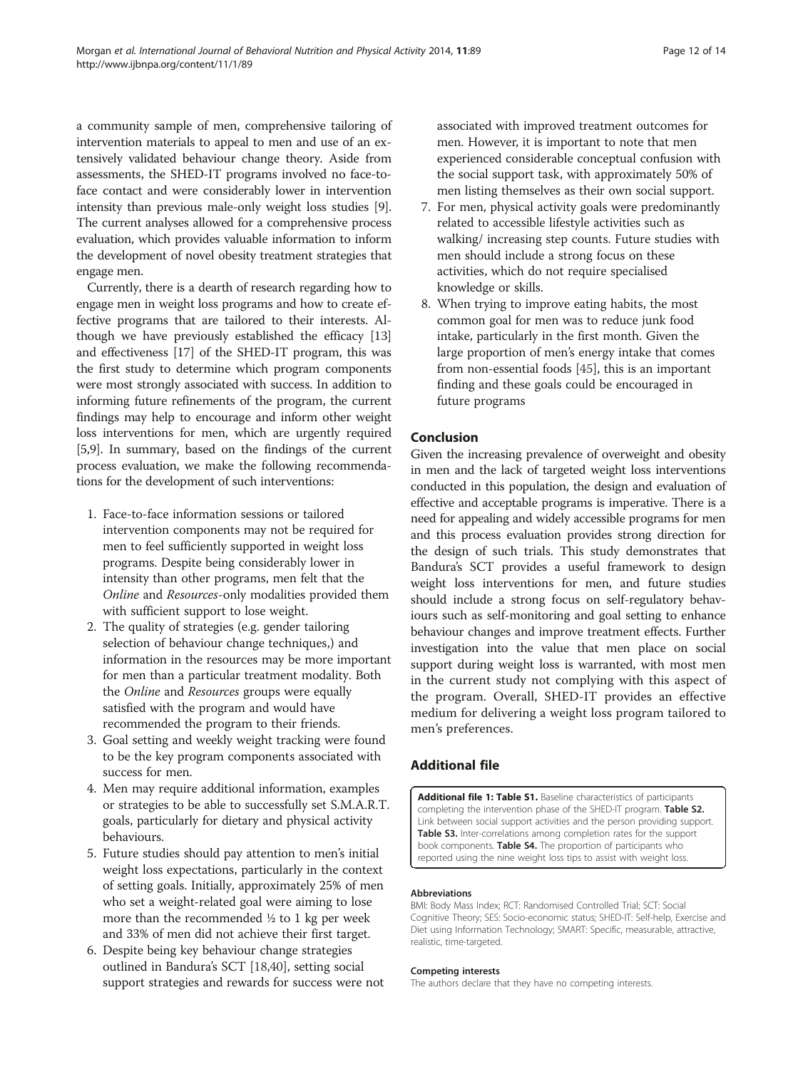a community sample of men, comprehensive tailoring of intervention materials to appeal to men and use of an extensively validated behaviour change theory. Aside from assessments, the SHED-IT programs involved no face-to-face contact and were considerably lower in intervention intensity than previous male-only weight loss studies [9]. The current analyses allowed for a comprehensive process evaluation, which provides valuable information to inform the development of novel obesity treatment strategies that engage men.

Currently, there is a dearth of research regarding how to engage men in weight loss programs and how to create effective programs that are tailored to their interests. Although we have previously established the efficacy [13] and effectiveness [17] of the SHED-IT program, this was the first study to determine which program components were most strongly associated with success. In addition to informing future refinements of the program, the current findings may help to encourage and inform other weight loss interventions for men, which are urgently required [5,9]. In summary, based on the findings of the current process evaluation, we make the following recommendations for the development of such interventions:

1. Face-to-face information sessions or tailored intervention components may not be required for men to feel sufficiently supported in weight loss programs. Despite being considerably lower in intensity than other programs, men felt that the *Online* and *Resources*-only modalities provided them with sufficient support to lose weight.
2. The quality of strategies (e.g. gender tailoring selection of behaviour change techniques,) and information in the resources may be more important for men than a particular treatment modality. Both the *Online* and *Resources* groups were equally satisfied with the program and would have recommended the program to their friends.
3. Goal setting and weekly weight tracking were found to be the key program components associated with success for men.
4. Men may require additional information, examples or strategies to be able to successfully set S.M.A.R.T. goals, particularly for dietary and physical activity behaviours.
5. Future studies should pay attention to men's initial weight loss expectations, particularly in the context of setting goals. Initially, approximately 25% of men who set a weight-related goal were aiming to lose more than the recommended ½ to 1 kg per week and 33% of men did not achieve their first target.
6. Despite being key behaviour change strategies outlined in Bandura's SCT [18,40], setting social support strategies and rewards for success were not associated with improved treatment outcomes for men. However, it is important to note that men experienced considerable conceptual confusion with the social support task, with approximately 50% of men listing themselves as their own social support.
7. For men, physical activity goals were predominantly related to accessible lifestyle activities such as walking/ increasing step counts. Future studies with men should include a strong focus on these activities, which do not require specialised knowledge or skills.
8. When trying to improve eating habits, the most common goal for men was to reduce junk food intake, particularly in the first month. Given the large proportion of men's energy intake that comes from non-essential foods [45], this is an important finding and these goals could be encouraged in future programs

## Conclusion

Given the increasing prevalence of overweight and obesity in men and the lack of targeted weight loss interventions conducted in this population, the design and evaluation of effective and acceptable programs is imperative. There is a need for appealing and widely accessible programs for men and this process evaluation provides strong direction for the design of such trials. This study demonstrates that Bandura's SCT provides a useful framework to design weight loss interventions for men, and future studies should include a strong focus on self-regulatory behaviours such as self-monitoring and goal setting to enhance behaviour changes and improve treatment effects. Further investigation into the value that men place on social support during weight loss is warranted, with most men in the current study not complying with this aspect of the program. Overall, SHED-IT provides an effective medium for delivering a weight loss program tailored to men's preferences.

## Additional file

**Additional file 1: Table S1.** Baseline characteristics of participants completing the intervention phase of the SHED-IT program. **Table S2.** Link between social support activities and the person providing support. **Table S3.** Inter-correlations among completion rates for the support book components. **Table S4.** The proportion of participants who reported using the nine weight loss tips to assist with weight loss.

#### Abbreviations

BMI: Body Mass Index; RCT: Randomised Controlled Trial; SCT: Social Cognitive Theory; SES: Socio-economic status; SHED-IT: Self-help, Exercise and Diet using Information Technology; SMART: Specific, measurable, attractive, realistic, time-targeted.

#### Competing interests

The authors declare that they have no competing interests.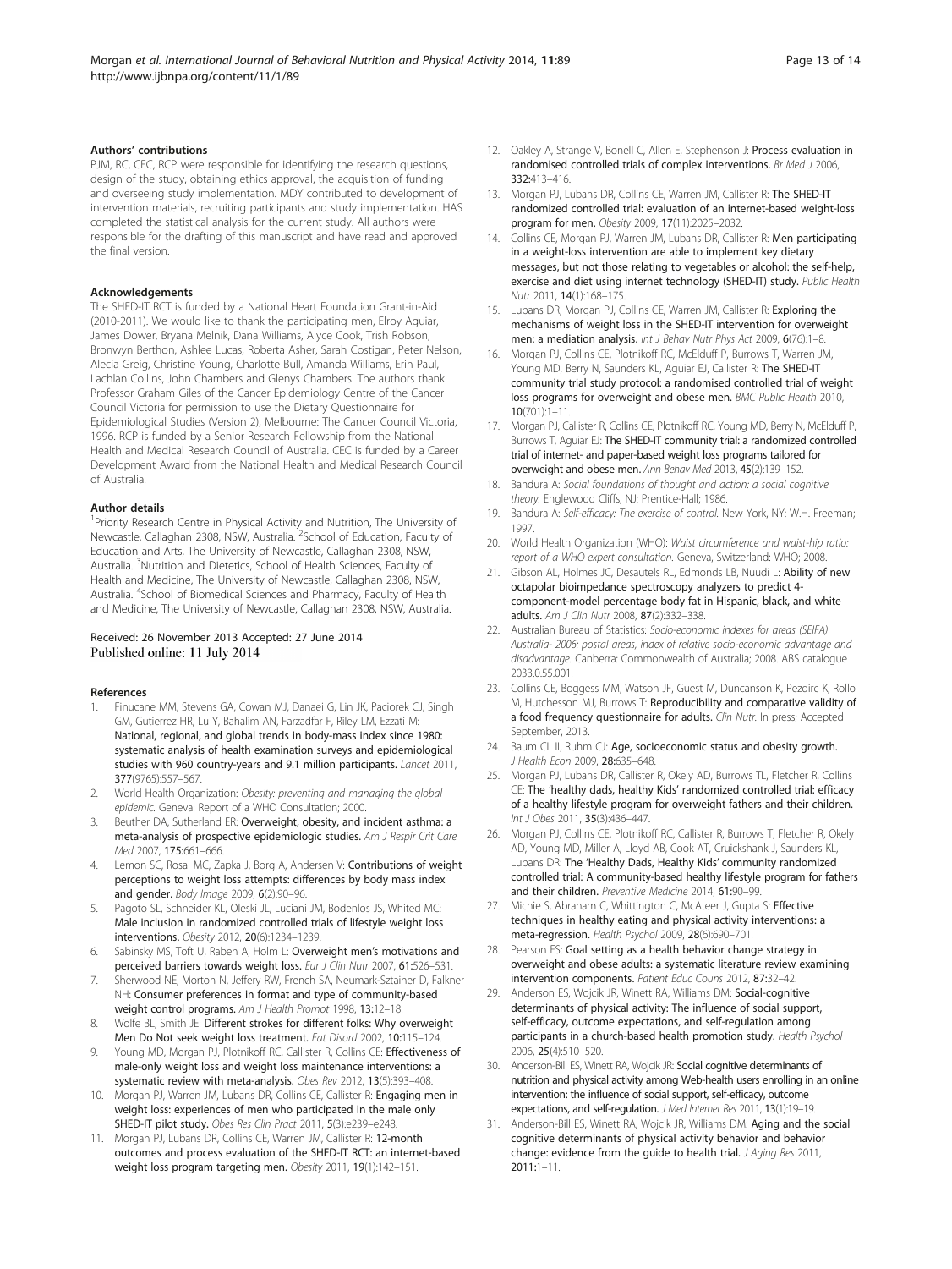### Authors' contributions

PJM, RC, CEC, RCP were responsible for identifying the research questions, design of the study, obtaining ethics approval, the acquisition of funding and overseeing study implementation. MDY contributed to development of intervention materials, recruiting participants and study implementation. HAS completed the statistical analysis for the current study. All authors were responsible for the drafting of this manuscript and have read and approved the final version.

### Acknowledgements

The SHED-IT RCT is funded by a National Heart Foundation Grant-in-Aid (2010-2011). We would like to thank the participating men, Elroy Aguiar, James Dower, Bryana Melnik, Dana Williams, Alyce Cook, Trish Robson, Bronwyn Berthon, Ashlee Lucas, Roberta Asher, Sarah Costigan, Peter Nelson, Alecia Greig, Christine Young, Charlotte Bull, Amanda Williams, Erin Paul, Lachlan Collins, John Chambers and Glenys Chambers. The authors thank Professor Graham Giles of the Cancer Epidemiology Centre of the Cancer Council Victoria for permission to use the Dietary Questionnaire for Epidemiological Studies (Version 2), Melbourne: The Cancer Council Victoria, 1996. RCP is funded by a Senior Research Fellowship from the National Health and Medical Research Council of Australia. CEC is funded by a Career Development Award from the National Health and Medical Research Council of Australia.

### Author details

[1]Priority Research Centre in Physical Activity and Nutrition, The University of Newcastle, Callaghan 2308, NSW, Australia. [2]School of Education, Faculty of Education and Arts, The University of Newcastle, Callaghan 2308, NSW, Australia. [3]Nutrition and Dietetics, School of Health Sciences, Faculty of Health and Medicine, The University of Newcastle, Callaghan 2308, NSW, Australia. [4]School of Biomedical Sciences and Pharmacy, Faculty of Health and Medicine, The University of Newcastle, Callaghan 2308, NSW, Australia.

Received: 26 November 2013 Accepted: 27 June 2014
Published online: 11 July 2014

### References

1. Finucane MM, Stevens GA, Cowan MJ, Danaei G, Lin JK, Paciorek CJ, Singh GM, Gutierrez HR, Lu Y, Bahalim AN, Farzadfar F, Riley LM, Ezzati M: **National, regional, and global trends in body-mass index since 1980: systematic analysis of health examination surveys and epidemiological studies with 960 country-years and 9.1 million participants.** *Lancet* 2011, **377**(9765):557–567.
2. World Health Organization: *Obesity: preventing and managing the global epidemic.* Geneva: Report of a WHO Consultation; 2000.
3. Beuther DA, Sutherland ER: **Overweight, obesity, and incident asthma: a meta-analysis of prospective epidemiologic studies.** *Am J Respir Crit Care Med* 2007, **175:**661–666.
4. Lemon SC, Rosal MC, Zapka J, Borg A, Andersen V: **Contributions of weight perceptions to weight loss attempts: differences by body mass index and gender.** *Body Image* 2009, **6**(2):90–96.
5. Pagoto SL, Schneider KL, Oleski JL, Luciani JM, Bodenlos JS, Whited MC: **Male inclusion in randomized controlled trials of lifestyle weight loss interventions.** *Obesity* 2012, **20**(6):1234–1239.
6. Sabinsky MS, Toft U, Raben A, Holm L: **Overweight men's motivations and perceived barriers towards weight loss.** *Eur J Clin Nutr* 2007, **61:**526–531.
7. Sherwood NE, Morton N, Jeffery RW, French SA, Neumark-Sztainer D, Falkner NH: **Consumer preferences in format and type of community-based weight control programs.** *Am J Health Promot* 1998, **13:**12–18.
8. Wolfe BL, Smith JE: **Different strokes for different folks: Why overweight Men Do Not seek weight loss treatment.** *Eat Disord* 2002, **10:**115–124.
9. Young MD, Morgan PJ, Plotnikoff RC, Callister R, Collins CE: **Effectiveness of male-only weight loss and weight loss maintenance interventions: a systematic review with meta-analysis.** *Obes Rev* 2012, **13**(5):393–408.
10. Morgan PJ, Warren JM, Lubans DR, Collins CE, Callister R: **Engaging men in weight loss: experiences of men who participated in the male only SHED-IT pilot study.** *Obes Res Clin Pract* 2011, **5**(3):e239–e248.
11. Morgan PJ, Lubans DR, Collins CE, Warren JM, Callister R: **12-month outcomes and process evaluation of the SHED-IT RCT: an internet-based weight loss program targeting men.** *Obesity* 2011, **19**(1):142–151.
12. Oakley A, Strange V, Bonell C, Allen E, Stephenson J: **Process evaluation in randomised controlled trials of complex interventions.** *Br Med J* 2006, **332:**413–416.
13. Morgan PJ, Lubans DR, Collins CE, Warren JM, Callister R: **The SHED-IT randomized controlled trial: evaluation of an internet-based weight-loss program for men.** *Obesity* 2009, **17**(11):2025–2032.
14. Collins CE, Morgan PJ, Warren JM, Lubans DR, Callister R: **Men participating in a weight-loss intervention are able to implement key dietary messages, but not those relating to vegetables or alcohol: the self-help, exercise and diet using internet technology (SHED-IT) study.** *Public Health Nutr* 2011, **14**(1):168–175.
15. Lubans DR, Morgan PJ, Collins CE, Warren JM, Callister R: **Exploring the mechanisms of weight loss in the SHED-IT intervention for overweight men: a mediation analysis.** *Int J Behav Nutr Phys Act* 2009, **6**(76):1–8.
16. Morgan PJ, Collins CE, Plotnikoff RC, McElduff P, Burrows T, Warren JM, Young MD, Berry N, Saunders KL, Aguiar EJ, Callister R: **The SHED-IT community trial study protocol: a randomised controlled trial of weight loss programs for overweight and obese men.** *BMC Public Health* 2010, **10**(701):1–11.
17. Morgan PJ, Callister R, Collins CE, Plotnikoff RC, Young MD, Berry N, McElduff P, Burrows T, Aguiar EJ: **The SHED-IT community trial: a randomized controlled trial of internet- and paper-based weight loss programs tailored for overweight and obese men.** *Ann Behav Med* 2013, **45**(2):139–152.
18. Bandura A: *Social foundations of thought and action: a social cognitive theory.* Englewood Cliffs, NJ: Prentice-Hall; 1986.
19. Bandura A: *Self-efficacy: The exercise of control.* New York, NY: W.H. Freeman; 1997.
20. World Health Organization (WHO): *Waist circumference and waist-hip ratio: report of a WHO expert consultation.* Geneva, Switzerland: WHO; 2008.
21. Gibson AL, Holmes JC, Desautels RL, Edmonds LB, Nuudi L: **Ability of new octapolar bioimpedance spectroscopy analyzers to predict 4-component-model percentage body fat in Hispanic, black, and white adults.** *Am J Clin Nutr* 2008, **87**(2):332–338.
22. Australian Bureau of Statistics: *Socio-economic indexes for areas (SEIFA) Australia- 2006: postal areas, index of relative socio-economic advantage and disadvantage.* Canberra: Commonwealth of Australia; 2008. ABS catalogue 2033.0.55.001.
23. Collins CE, Boggess MM, Watson JF, Guest M, Duncanson K, Pezdirc K, Rollo M, Hutchesson MJ, Burrows T: **Reproducibility and comparative validity of a food frequency questionnaire for adults.** *Clin Nutr.* In press; Accepted September, 2013.
24. Baum CL II, Ruhm CJ: **Age, socioeconomic status and obesity growth.** *J Health Econ* 2009, **28:**635–648.
25. Morgan PJ, Lubans DR, Callister R, Okely AD, Burrows TL, Fletcher R, Collins CE: **The 'healthy dads, healthy Kids' randomized controlled trial: efficacy of a healthy lifestyle program for overweight fathers and their children.** *Int J Obes* 2011, **35**(3):436–447.
26. Morgan PJ, Collins CE, Plotnikoff RC, Callister R, Burrows T, Fletcher R, Okely AD, Young MD, Miller A, Lloyd AB, Cook AT, Cruickshank J, Saunders KL, Lubans DR: **The 'Healthy Dads, Healthy Kids' community randomized controlled trial: A community-based healthy lifestyle program for fathers and their children.** *Preventive Medicine* 2014, **61:**90–99.
27. Michie S, Abraham C, Whittington C, McAteer J, Gupta S: **Effective techniques in healthy eating and physical activity interventions: a meta-regression.** *Health Psychol* 2009, **28**(6):690–701.
28. Pearson ES: **Goal setting as a health behavior change strategy in overweight and obese adults: a systematic literature review examining intervention components.** *Patient Educ Couns* 2012, **87:**32–42.
29. Anderson ES, Wojcik JR, Winett RA, Williams DM: **Social-cognitive determinants of physical activity: The influence of social support, self-efficacy, outcome expectations, and self-regulation among participants in a church-based health promotion study.** *Health Psychol* 2006, **25**(4):510–520.
30. Anderson-Bill ES, Winett RA, Wojcik JR: **Social cognitive determinants of nutrition and physical activity among Web-health users enrolling in an online intervention: the influence of social support, self-efficacy, outcome expectations, and self-regulation.** *J Med Internet Res* 2011, **13**(1):19–19.
31. Anderson-Bill ES, Winett RA, Wojcik JR, Williams DM: **Aging and the social cognitive determinants of physical activity behavior and behavior change: evidence from the guide to health trial.** *J Aging Res* 2011, **2011:**1–11.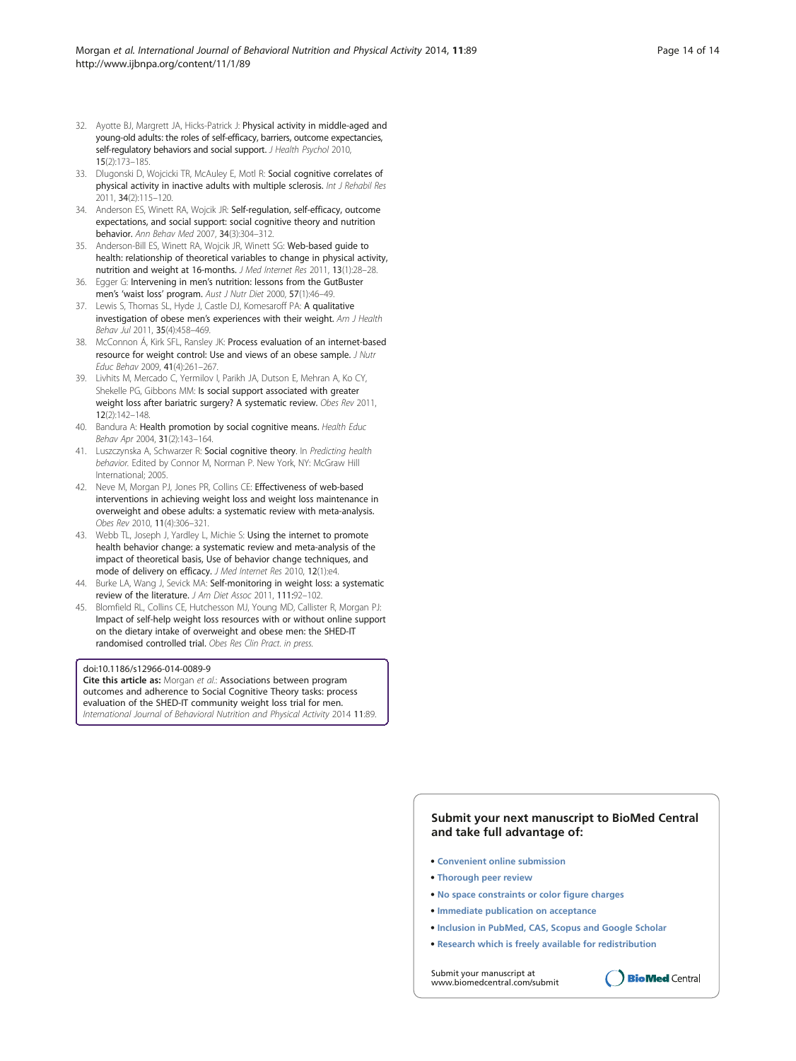32. Ayotte BJ, Margrett JA, Hicks-Patrick J: **Physical activity in middle-aged and young-old adults: the roles of self-efficacy, barriers, outcome expectancies, self-regulatory behaviors and social support.** *J Health Psychol* 2010, **15**(2):173–185.
33. Dlugonski D, Wojcicki TR, McAuley E, Motl R: **Social cognitive correlates of physical activity in inactive adults with multiple sclerosis.** *Int J Rehabil Res* 2011, **34**(2):115–120.
34. Anderson ES, Winett RA, Wojcik JR: **Self-regulation, self-efficacy, outcome expectations, and social support: social cognitive theory and nutrition behavior.** *Ann Behav Med* 2007, **34**(3):304–312.
35. Anderson-Bill ES, Winett RA, Wojcik JR, Winett SG: **Web-based guide to health: relationship of theoretical variables to change in physical activity, nutrition and weight at 16-months.** *J Med Internet Res* 2011, **13**(1):28–28.
36. Egger G: **Intervening in men's nutrition: lessons from the GutBuster men's 'waist loss' program.** *Aust J Nutr Diet* 2000, **57**(1):46–49.
37. Lewis S, Thomas SL, Hyde J, Castle DJ, Komesaroff PA: **A qualitative investigation of obese men's experiences with their weight.** *Am J Health Behav Jul* 2011, **35**(4):458–469.
38. McConnon Á, Kirk SFL, Ransley JK: **Process evaluation of an internet-based resource for weight control: Use and views of an obese sample.** *J Nutr Educ Behav* 2009, **41**(4):261–267.
39. Livhits M, Mercado C, Yermilov I, Parikh JA, Dutson E, Mehran A, Ko CY, Shekelle PG, Gibbons MM: **Is social support associated with greater weight loss after bariatric surgery? A systematic review.** *Obes Rev* 2011, **12**(2):142–148.
40. Bandura A: **Health promotion by social cognitive means.** *Health Educ Behav Apr* 2004, **31**(2):143–164.
41. Luszczynska A, Schwarzer R: **Social cognitive theory**. In *Predicting health behavior.* Edited by Connor M, Norman P. New York, NY: McGraw Hill International; 2005.
42. Neve M, Morgan PJ, Jones PR, Collins CE: **Effectiveness of web-based interventions in achieving weight loss and weight loss maintenance in overweight and obese adults: a systematic review with meta-analysis.** *Obes Rev* 2010, **11**(4):306–321.
43. Webb TL, Joseph J, Yardley L, Michie S: **Using the internet to promote health behavior change: a systematic review and meta-analysis of the impact of theoretical basis, Use of behavior change techniques, and mode of delivery on efficacy.** *J Med Internet Res* 2010, **12**(1):e4.
44. Burke LA, Wang J, Sevick MA: **Self-monitoring in weight loss: a systematic review of the literature.** *J Am Diet Assoc* 2011, **111**:92–102.
45. Blomfield RL, Collins CE, Hutchesson MJ, Young MD, Callister R, Morgan PJ: **Impact of self-help weight loss resources with or without online support on the dietary intake of overweight and obese men: the SHED-IT randomised controlled trial.** *Obes Res Clin Pract. in press.*

doi:10.1186/s12966-014-0089-9

**Cite this article as:** Morgan *et al.*: Associations between program outcomes and adherence to Social Cognitive Theory tasks: process evaluation of the SHED-IT community weight loss trial for men. *International Journal of Behavioral Nutrition and Physical Activity* 2014 **11**:89.

**Submit your next manuscript to BioMed Central and take full advantage of:**

- **Convenient online submission**
- **Thorough peer review**
- **No space constraints or color figure charges**
- **Immediate publication on acceptance**
- **Inclusion in PubMed, CAS, Scopus and Google Scholar**
- **Research which is freely available for redistribution**

Submit your manuscript at www.biomedcentral.com/submit

BioMed Central